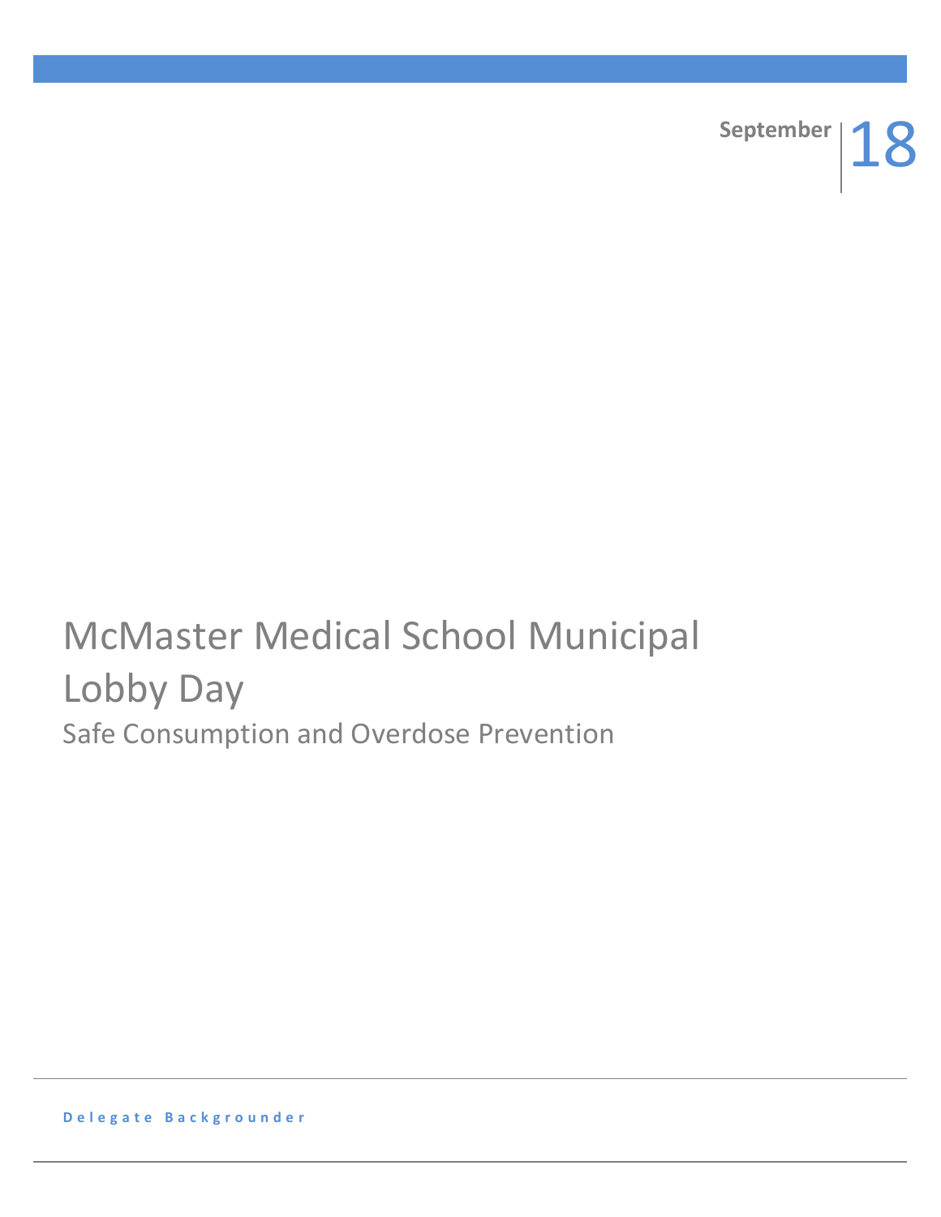September | 18

# McMaster Medical School Municipal Lobby Day

## Safe Consumption and Overdose Prevention

Delegate Backgrounder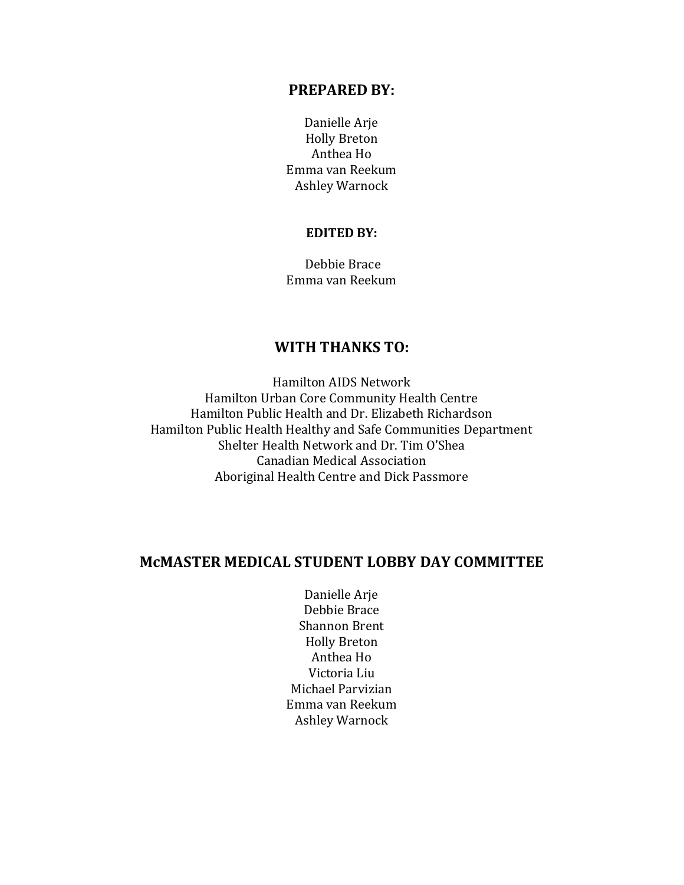## PREPARED BY:

Danielle Arje
Holly Breton
Anthea Ho
Emma van Reekum
Ashley Warnock

### EDITED BY:

Debbie Brace
Emma van Reekum

## WITH THANKS TO:

Hamilton AIDS Network
Hamilton Urban Core Community Health Centre
Hamilton Public Health and Dr. Elizabeth Richardson
Hamilton Public Health Healthy and Safe Communities Department
Shelter Health Network and Dr. Tim O'Shea
Canadian Medical Association
Aboriginal Health Centre and Dick Passmore

## McMASTER MEDICAL STUDENT LOBBY DAY COMMITTEE

Danielle Arje
Debbie Brace
Shannon Brent
Holly Breton
Anthea Ho
Victoria Liu
Michael Parvizian
Emma van Reekum
Ashley Warnock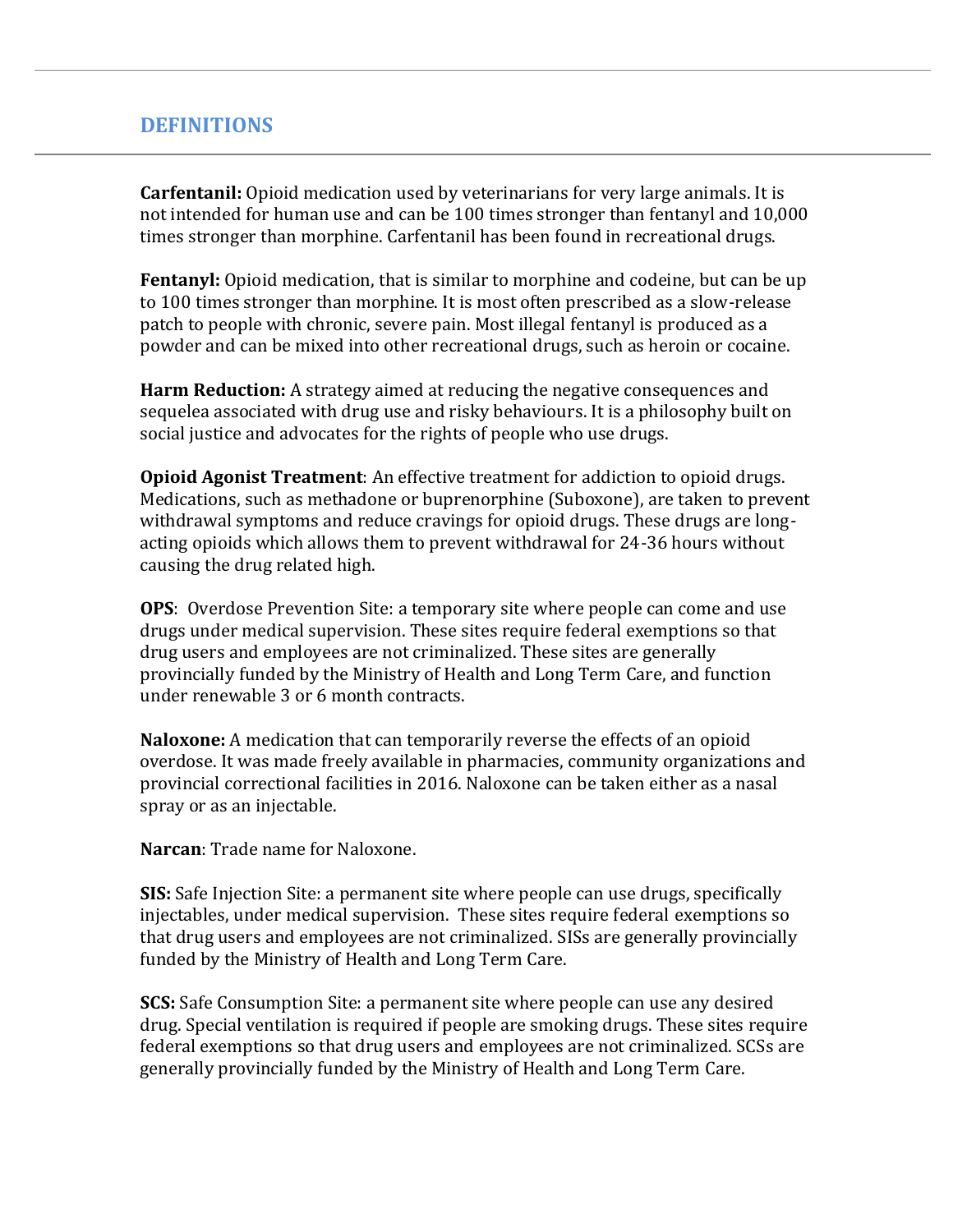## DEFINITIONS

**Carfentanil:** Opioid medication used by veterinarians for very large animals. It is not intended for human use and can be 100 times stronger than fentanyl and 10,000 times stronger than morphine. Carfentanil has been found in recreational drugs.

**Fentanyl:** Opioid medication, that is similar to morphine and codeine, but can be up to 100 times stronger than morphine. It is most often prescribed as a slow-release patch to people with chronic, severe pain. Most illegal fentanyl is produced as a powder and can be mixed into other recreational drugs, such as heroin or cocaine.

**Harm Reduction:** A strategy aimed at reducing the negative consequences and sequelea associated with drug use and risky behaviours. It is a philosophy built on social justice and advocates for the rights of people who use drugs.

**Opioid Agonist Treatment**: An effective treatment for addiction to opioid drugs. Medications, such as methadone or buprenorphine (Suboxone), are taken to prevent withdrawal symptoms and reduce cravings for opioid drugs. These drugs are long-acting opioids which allows them to prevent withdrawal for 24-36 hours without causing the drug related high.

**OPS**: Overdose Prevention Site: a temporary site where people can come and use drugs under medical supervision. These sites require federal exemptions so that drug users and employees are not criminalized. These sites are generally provincially funded by the Ministry of Health and Long Term Care, and function under renewable 3 or 6 month contracts.

**Naloxone:** A medication that can temporarily reverse the effects of an opioid overdose. It was made freely available in pharmacies, community organizations and provincial correctional facilities in 2016. Naloxone can be taken either as a nasal spray or as an injectable.

**Narcan**: Trade name for Naloxone.

**SIS:** Safe Injection Site: a permanent site where people can use drugs, specifically injectables, under medical supervision. These sites require federal exemptions so that drug users and employees are not criminalized. SISs are generally provincially funded by the Ministry of Health and Long Term Care.

**SCS:** Safe Consumption Site: a permanent site where people can use any desired drug. Special ventilation is required if people are smoking drugs. These sites require federal exemptions so that drug users and employees are not criminalized. SCSs are generally provincially funded by the Ministry of Health and Long Term Care.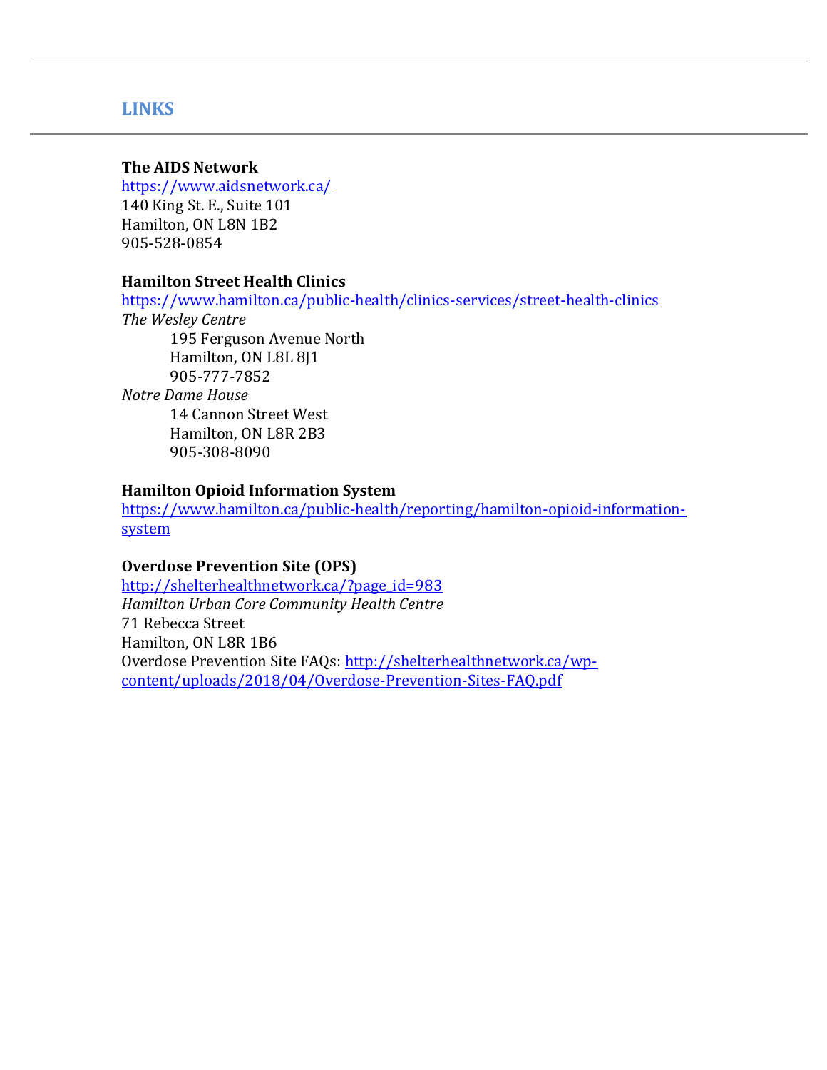## LINKS

**The AIDS Network**
https://www.aidsnetwork.ca/
140 King St. E., Suite 101
Hamilton, ON L8N 1B2
905-528-0854

**Hamilton Street Health Clinics**
https://www.hamilton.ca/public-health/clinics-services/street-health-clinics
*The Wesley Centre*
195 Ferguson Avenue North
Hamilton, ON L8L 8J1
905-777-7852
*Notre Dame House*
14 Cannon Street West
Hamilton, ON L8R 2B3
905-308-8090

**Hamilton Opioid Information System**
https://www.hamilton.ca/public-health/reporting/hamilton-opioid-information-system

**Overdose Prevention Site (OPS)**
http://shelterhealthnetwork.ca/?page_id=983
*Hamilton Urban Core Community Health Centre*
71 Rebecca Street
Hamilton, ON L8R 1B6
Overdose Prevention Site FAQs: http://shelterhealthnetwork.ca/wp-content/uploads/2018/04/Overdose-Prevention-Sites-FAQ.pdf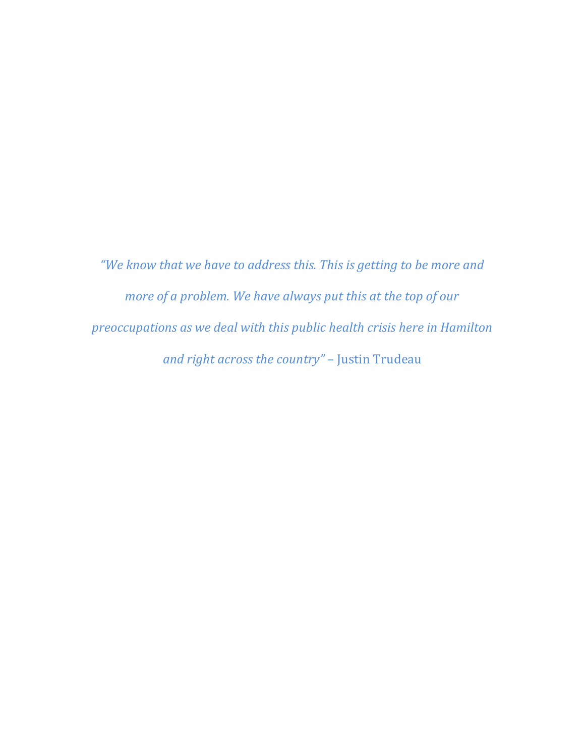*"We know that we have to address this. This is getting to be more and more of a problem. We have always put this at the top of our preoccupations as we deal with this public health crisis here in Hamilton and right across the country"* – Justin Trudeau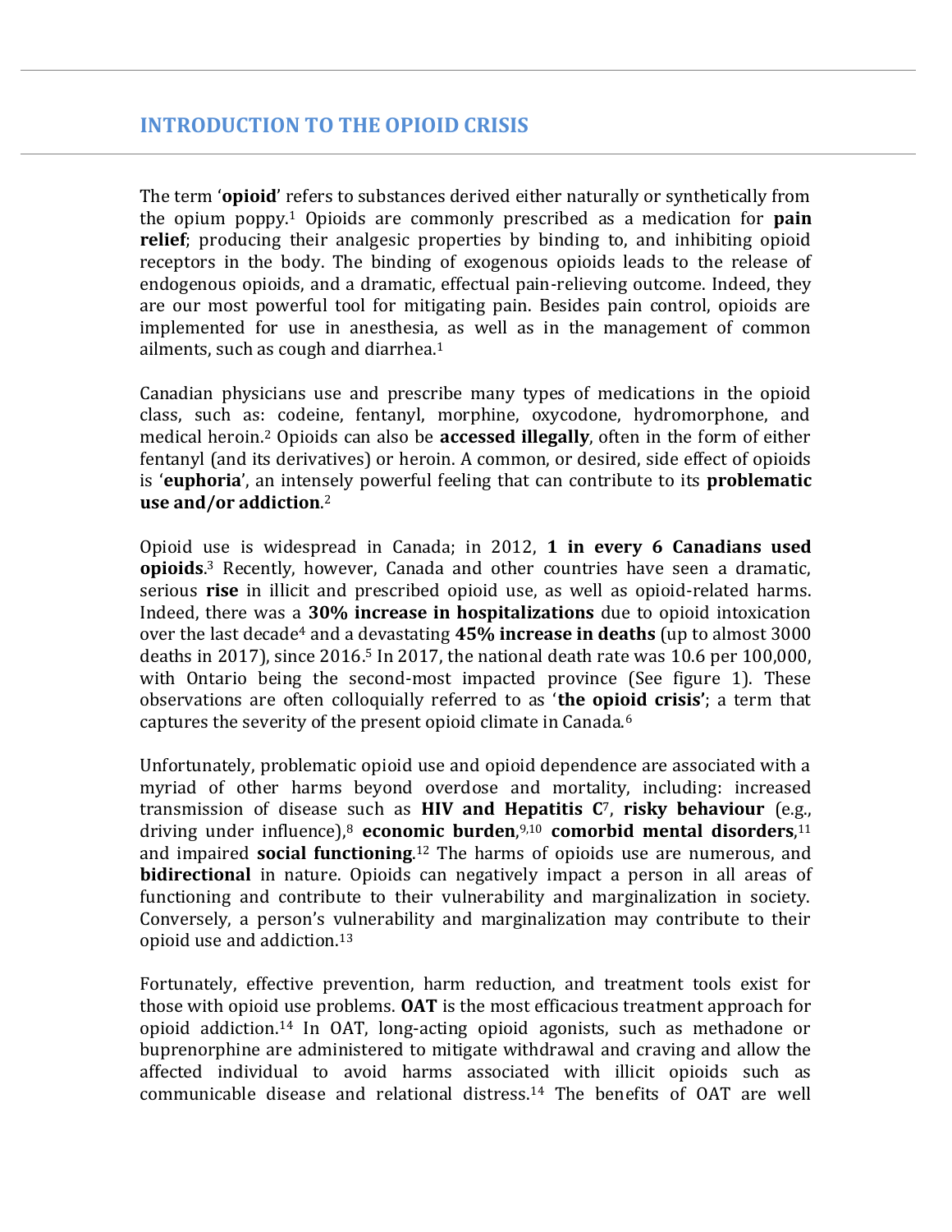## INTRODUCTION TO THE OPIOID CRISIS

The term '**opioid**' refers to substances derived either naturally or synthetically from the opium poppy.[1] Opioids are commonly prescribed as a medication for **pain relief**; producing their analgesic properties by binding to, and inhibiting opioid receptors in the body. The binding of exogenous opioids leads to the release of endogenous opioids, and a dramatic, effectual pain-relieving outcome. Indeed, they are our most powerful tool for mitigating pain. Besides pain control, opioids are implemented for use in anesthesia, as well as in the management of common ailments, such as cough and diarrhea.[1]

Canadian physicians use and prescribe many types of medications in the opioid class, such as: codeine, fentanyl, morphine, oxycodone, hydromorphone, and medical heroin.[2] Opioids can also be **accessed illegally**, often in the form of either fentanyl (and its derivatives) or heroin. A common, or desired, side effect of opioids is '**euphoria**', an intensely powerful feeling that can contribute to its **problematic use and/or addiction**.[2]

Opioid use is widespread in Canada; in 2012, **1 in every 6 Canadians used opioids**.[3] Recently, however, Canada and other countries have seen a dramatic, serious **rise** in illicit and prescribed opioid use, as well as opioid-related harms. Indeed, there was a **30% increase in hospitalizations** due to opioid intoxication over the last decade[4] and a devastating **45% increase in deaths** (up to almost 3000 deaths in 2017), since 2016.[5] In 2017, the national death rate was 10.6 per 100,000, with Ontario being the second-most impacted province (See figure 1). These observations are often colloquially referred to as '**the opioid crisis**'; a term that captures the severity of the present opioid climate in Canada.[6]

Unfortunately, problematic opioid use and opioid dependence are associated with a myriad of other harms beyond overdose and mortality, including: increased transmission of disease such as **HIV and Hepatitis C**[7], **risky behaviour** (e.g., driving under influence),[8] **economic burden**,[9,10] **comorbid mental disorders**,[11] and impaired **social functioning**.[12] The harms of opioids use are numerous, and **bidirectional** in nature. Opioids can negatively impact a person in all areas of functioning and contribute to their vulnerability and marginalization in society. Conversely, a person's vulnerability and marginalization may contribute to their opioid use and addiction.[13]

Fortunately, effective prevention, harm reduction, and treatment tools exist for those with opioid use problems. **OAT** is the most efficacious treatment approach for opioid addiction.[14] In OAT, long-acting opioid agonists, such as methadone or buprenorphine are administered to mitigate withdrawal and craving and allow the affected individual to avoid harms associated with illicit opioids such as communicable disease and relational distress.[14] The benefits of OAT are well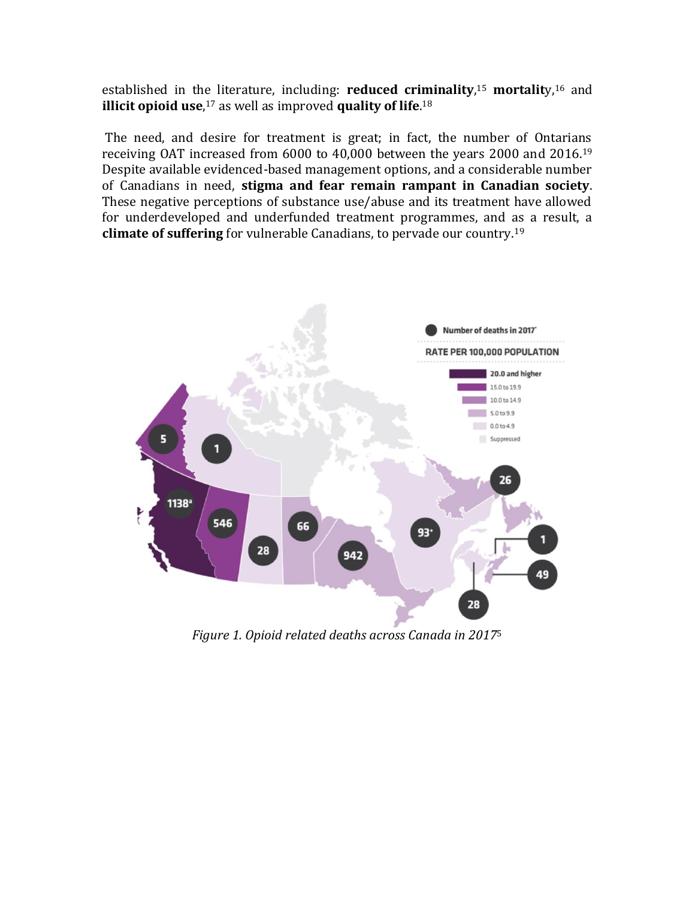established in the literature, including: **reduced criminality**,[15] **mortality**,[16] and **illicit opioid use**,[17] as well as improved **quality of life**.[18]

The need, and desire for treatment is great; in fact, the number of Ontarians receiving OAT increased from 6000 to 40,000 between the years 2000 and 2016.[19] Despite available evidenced-based management options, and a considerable number of Canadians in need, **stigma and fear remain rampant in Canadian society**. These negative perceptions of substance use/abuse and its treatment have allowed for underdeveloped and underfunded treatment programmes, and as a result, a **climate of suffering** for vulnerable Canadians, to pervade our country.[19]

*Figure 1. Opioid related deaths across Canada in 2017*[5]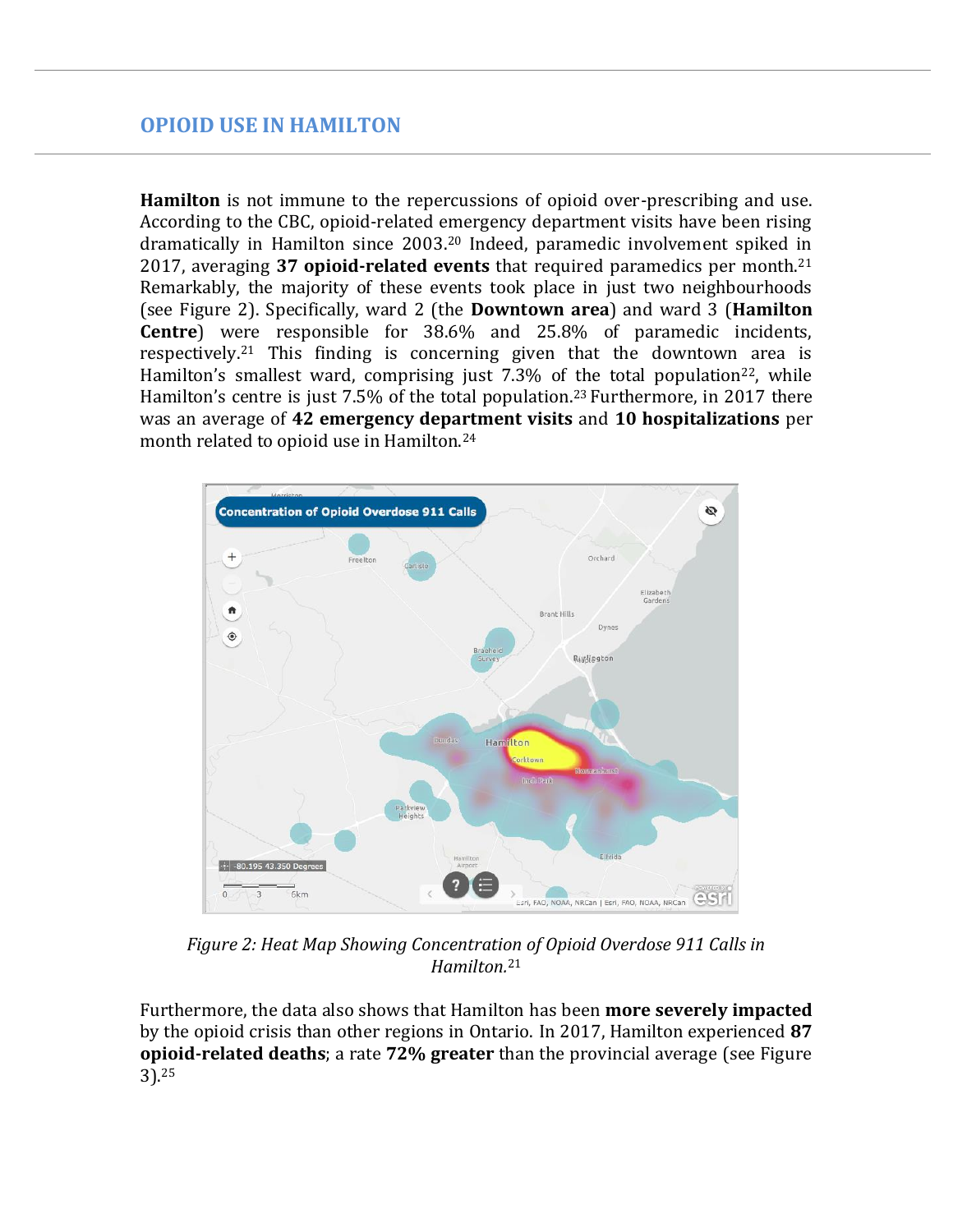## OPIOID USE IN HAMILTON

**Hamilton** is not immune to the repercussions of opioid over-prescribing and use. According to the CBC, opioid-related emergency department visits have been rising dramatically in Hamilton since 2003.[20] Indeed, paramedic involvement spiked in 2017, averaging **37 opioid-related events** that required paramedics per month.[21] Remarkably, the majority of these events took place in just two neighbourhoods (see Figure 2). Specifically, ward 2 (the **Downtown area**) and ward 3 (**Hamilton Centre**) were responsible for 38.6% and 25.8% of paramedic incidents, respectively.[21] This finding is concerning given that the downtown area is Hamilton's smallest ward, comprising just 7.3% of the total population[22], while Hamilton's centre is just 7.5% of the total population.[23] Furthermore, in 2017 there was an average of **42 emergency department visits** and **10 hospitalizations** per month related to opioid use in Hamilton.[24]

*Figure 2: Heat Map Showing Concentration of Opioid Overdose 911 Calls in Hamilton.*[21]

Furthermore, the data also shows that Hamilton has been **more severely impacted** by the opioid crisis than other regions in Ontario. In 2017, Hamilton experienced **87 opioid-related deaths**; a rate **72% greater** than the provincial average (see Figure 3).[25]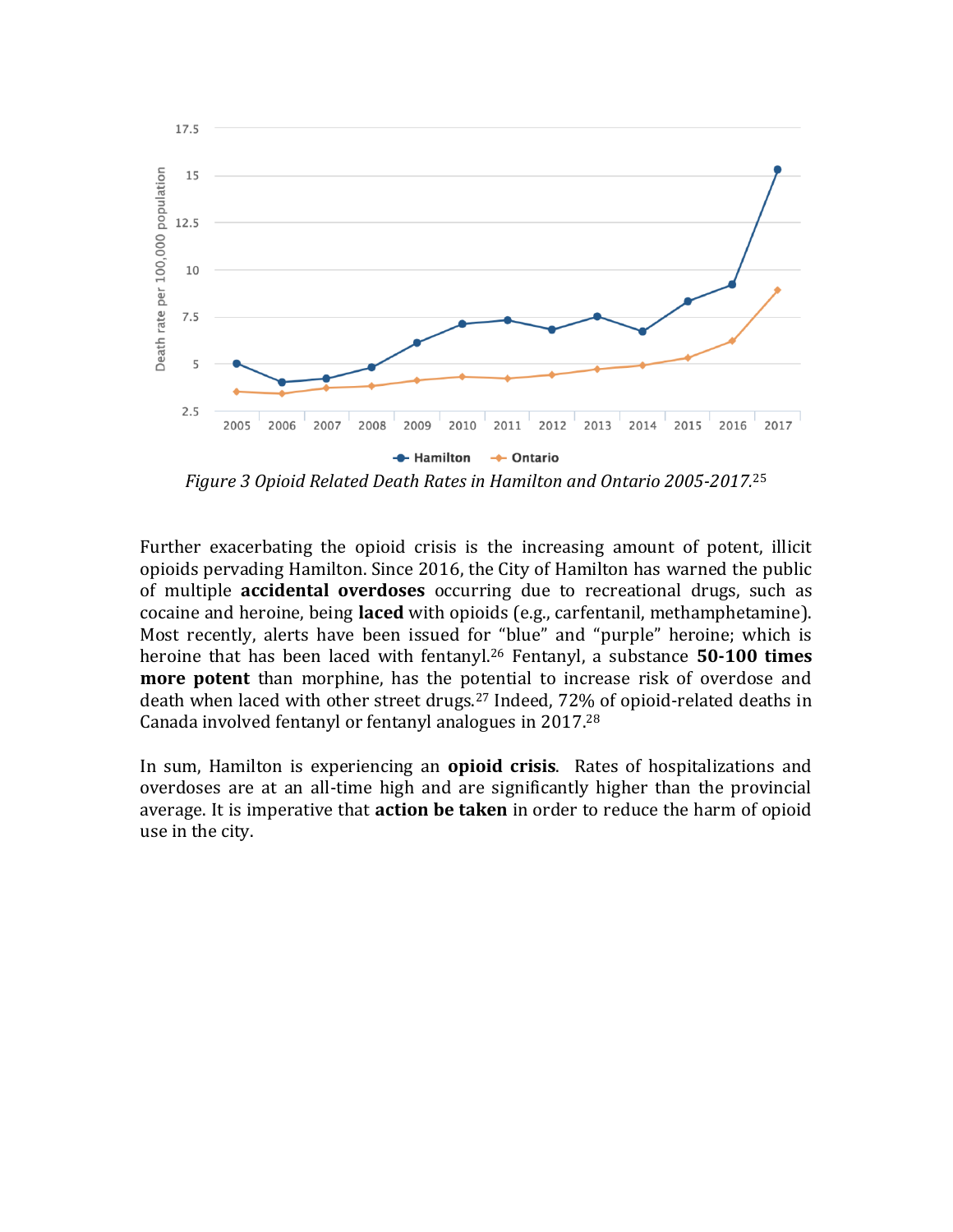*Figure 3 Opioid Related Death Rates in Hamilton and Ontario 2005-2017.*[25]

Further exacerbating the opioid crisis is the increasing amount of potent, illicit opioids pervading Hamilton. Since 2016, the City of Hamilton has warned the public of multiple **accidental overdoses** occurring due to recreational drugs, such as cocaine and heroine, being **laced** with opioids (e.g., carfentanil, methamphetamine). Most recently, alerts have been issued for "blue" and "purple" heroine; which is heroine that has been laced with fentanyl.[26] Fentanyl, a substance **50-100 times more potent** than morphine, has the potential to increase risk of overdose and death when laced with other street drugs.[27] Indeed, 72% of opioid-related deaths in Canada involved fentanyl or fentanyl analogues in 2017.[28]

In sum, Hamilton is experiencing an **opioid crisis**. Rates of hospitalizations and overdoses are at an all-time high and are significantly higher than the provincial average. It is imperative that **action be taken** in order to reduce the harm of opioid use in the city.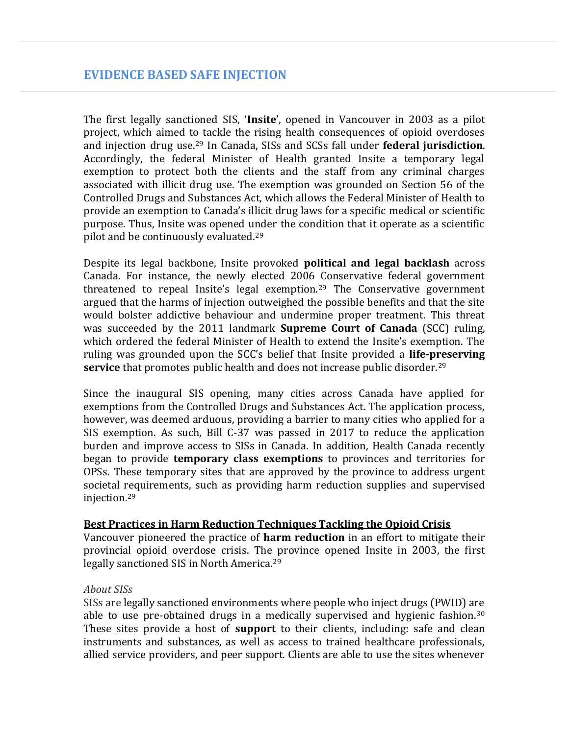## EVIDENCE BASED SAFE INJECTION

The first legally sanctioned SIS, '**Insite**', opened in Vancouver in 2003 as a pilot project, which aimed to tackle the rising health consequences of opioid overdoses and injection drug use.[29] In Canada, SISs and SCSs fall under **federal jurisdiction**. Accordingly, the federal Minister of Health granted Insite a temporary legal exemption to protect both the clients and the staff from any criminal charges associated with illicit drug use. The exemption was grounded on Section 56 of the Controlled Drugs and Substances Act, which allows the Federal Minister of Health to provide an exemption to Canada's illicit drug laws for a specific medical or scientific purpose. Thus, Insite was opened under the condition that it operate as a scientific pilot and be continuously evaluated.[29]

Despite its legal backbone, Insite provoked **political and legal backlash** across Canada. For instance, the newly elected 2006 Conservative federal government threatened to repeal Insite's legal exemption.[29] The Conservative government argued that the harms of injection outweighed the possible benefits and that the site would bolster addictive behaviour and undermine proper treatment. This threat was succeeded by the 2011 landmark **Supreme Court of Canada** (SCC) ruling, which ordered the federal Minister of Health to extend the Insite's exemption. The ruling was grounded upon the SCC's belief that Insite provided a **life-preserving service** that promotes public health and does not increase public disorder.[29]

Since the inaugural SIS opening, many cities across Canada have applied for exemptions from the Controlled Drugs and Substances Act. The application process, however, was deemed arduous, providing a barrier to many cities who applied for a SIS exemption. As such, Bill C-37 was passed in 2017 to reduce the application burden and improve access to SISs in Canada. In addition, Health Canada recently began to provide **temporary class exemptions** to provinces and territories for OPSs. These temporary sites that are approved by the province to address urgent societal requirements, such as providing harm reduction supplies and supervised injection.[29]

**Best Practices in Harm Reduction Techniques Tackling the Opioid Crisis**

Vancouver pioneered the practice of **harm reduction** in an effort to mitigate their provincial opioid overdose crisis. The province opened Insite in 2003, the first legally sanctioned SIS in North America.[29]

*About SISs*

SISs are legally sanctioned environments where people who inject drugs (PWID) are able to use pre-obtained drugs in a medically supervised and hygienic fashion.[30] These sites provide a host of **support** to their clients, including: safe and clean instruments and substances, as well as access to trained healthcare professionals, allied service providers, and peer support. Clients are able to use the sites whenever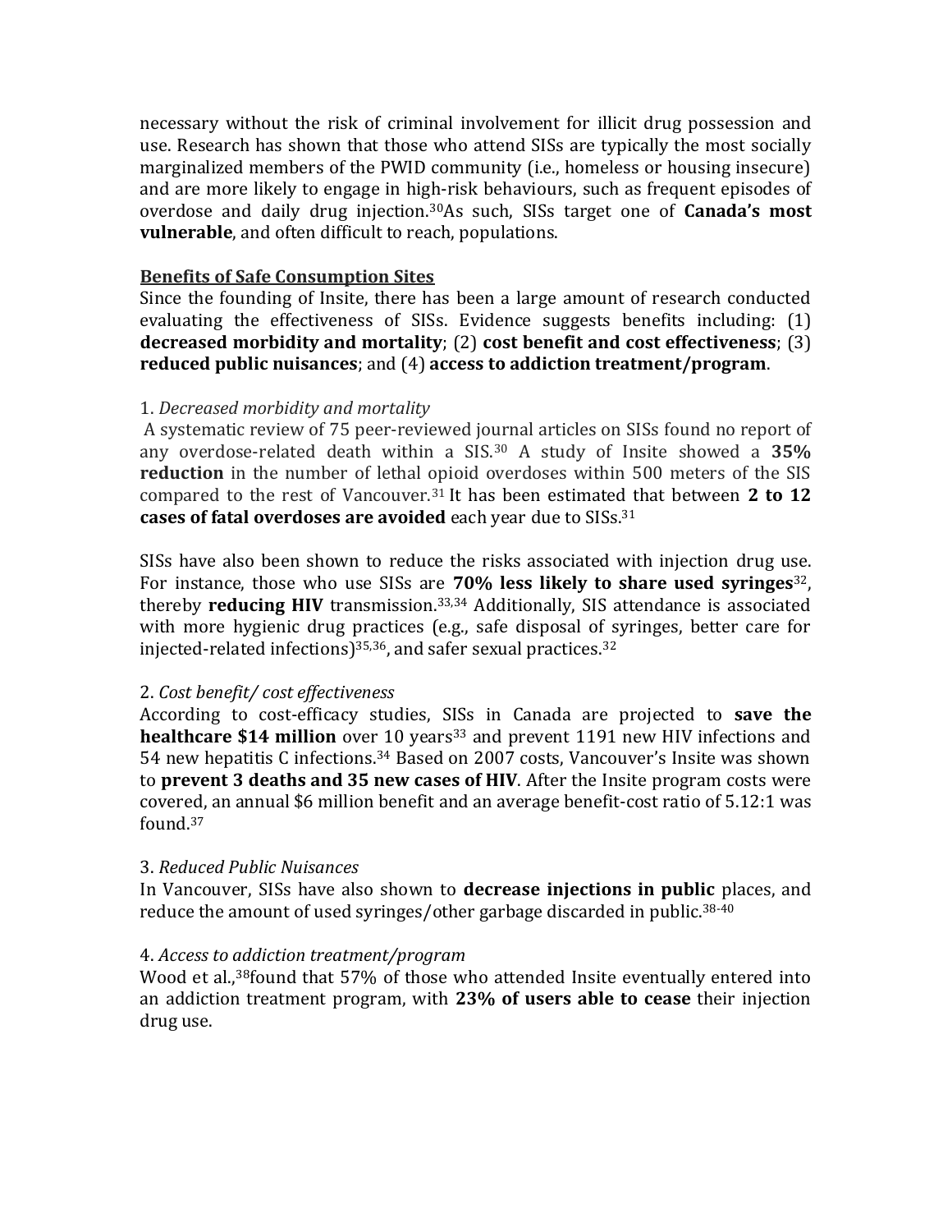necessary without the risk of criminal involvement for illicit drug possession and use. Research has shown that those who attend SISs are typically the most socially marginalized members of the PWID community (i.e., homeless or housing insecure) and are more likely to engage in high-risk behaviours, such as frequent episodes of overdose and daily drug injection.[30] As such, SISs target one of **Canada's most vulnerable**, and often difficult to reach, populations.

**Benefits of Safe Consumption Sites**

Since the founding of Insite, there has been a large amount of research conducted evaluating the effectiveness of SISs. Evidence suggests benefits including: (1) **decreased morbidity and mortality**; (2) **cost benefit and cost effectiveness**; (3) **reduced public nuisances**; and (4) **access to addiction treatment/program**.

1. *Decreased morbidity and mortality*

A systematic review of 75 peer-reviewed journal articles on SISs found no report of any overdose-related death within a SIS.[30] A study of Insite showed a **35% reduction** in the number of lethal opioid overdoses within 500 meters of the SIS compared to the rest of Vancouver.[31] It has been estimated that between **2 to 12 cases of fatal overdoses are avoided** each year due to SISs.[31]

SISs have also been shown to reduce the risks associated with injection drug use. For instance, those who use SISs are **70% less likely to share used syringes**[32], thereby **reducing HIV** transmission.[33,34] Additionally, SIS attendance is associated with more hygienic drug practices (e.g., safe disposal of syringes, better care for injected-related infections)[35,36], and safer sexual practices.[32]

2. *Cost benefit/ cost effectiveness*

According to cost-efficacy studies, SISs in Canada are projected to **save the healthcare $14 million** over 10 years[33] and prevent 1191 new HIV infections and 54 new hepatitis C infections.[34] Based on 2007 costs, Vancouver's Insite was shown to **prevent 3 deaths and 35 new cases of HIV**. After the Insite program costs were covered, an annual $6 million benefit and an average benefit-cost ratio of 5.12:1 was found.[37]

3. *Reduced Public Nuisances*

In Vancouver, SISs have also shown to **decrease injections in public** places, and reduce the amount of used syringes/other garbage discarded in public.[38-40]

4. *Access to addiction treatment/program*

Wood et al.,[38] found that 57% of those who attended Insite eventually entered into an addiction treatment program, with **23% of users able to cease** their injection drug use.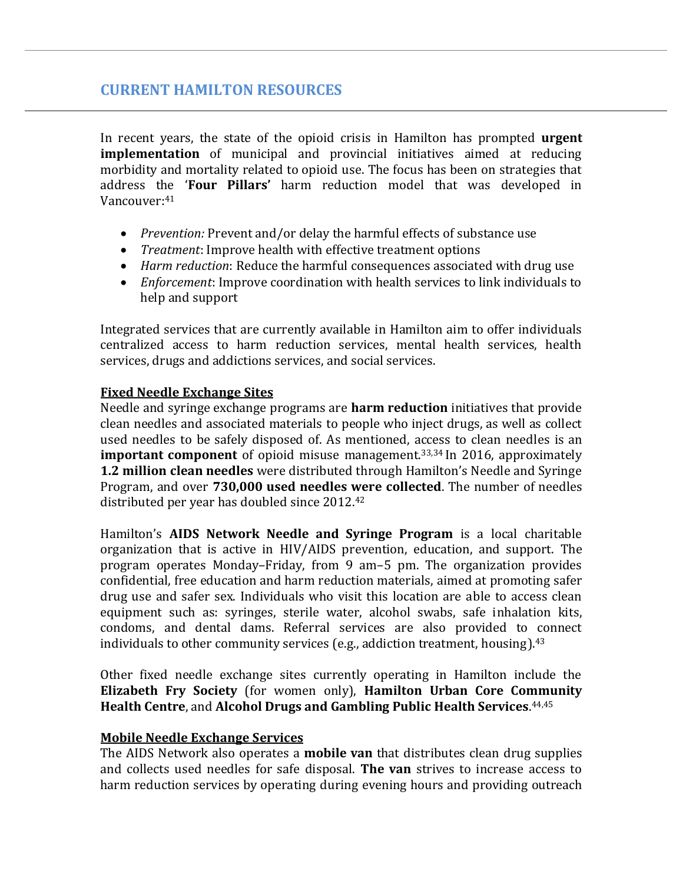## CURRENT HAMILTON RESOURCES

In recent years, the state of the opioid crisis in Hamilton has prompted **urgent implementation** of municipal and provincial initiatives aimed at reducing morbidity and mortality related to opioid use. The focus has been on strategies that address the '**Four Pillars'** harm reduction model that was developed in Vancouver:[41]

- *Prevention:* Prevent and/or delay the harmful effects of substance use
- *Treatment*: Improve health with effective treatment options
- *Harm reduction*: Reduce the harmful consequences associated with drug use
- *Enforcement*: Improve coordination with health services to link individuals to help and support

Integrated services that are currently available in Hamilton aim to offer individuals centralized access to harm reduction services, mental health services, health services, drugs and addictions services, and social services.

**Fixed Needle Exchange Sites**

Needle and syringe exchange programs are **harm reduction** initiatives that provide clean needles and associated materials to people who inject drugs, as well as collect used needles to be safely disposed of. As mentioned, access to clean needles is an **important component** of opioid misuse management.[33,34] In 2016, approximately **1.2 million clean needles** were distributed through Hamilton's Needle and Syringe Program, and over **730,000 used needles were collected**. The number of needles distributed per year has doubled since 2012.[42]

Hamilton's **AIDS Network Needle and Syringe Program** is a local charitable organization that is active in HIV/AIDS prevention, education, and support. The program operates Monday–Friday, from 9 am–5 pm. The organization provides confidential, free education and harm reduction materials, aimed at promoting safer drug use and safer sex. Individuals who visit this location are able to access clean equipment such as: syringes, sterile water, alcohol swabs, safe inhalation kits, condoms, and dental dams. Referral services are also provided to connect individuals to other community services (e.g., addiction treatment, housing).[43]

Other fixed needle exchange sites currently operating in Hamilton include the **Elizabeth Fry Society** (for women only), **Hamilton Urban Core Community Health Centre**, and **Alcohol Drugs and Gambling Public Health Services**.[44,45]

**Mobile Needle Exchange Services**

The AIDS Network also operates a **mobile van** that distributes clean drug supplies and collects used needles for safe disposal. **The van** strives to increase access to harm reduction services by operating during evening hours and providing outreach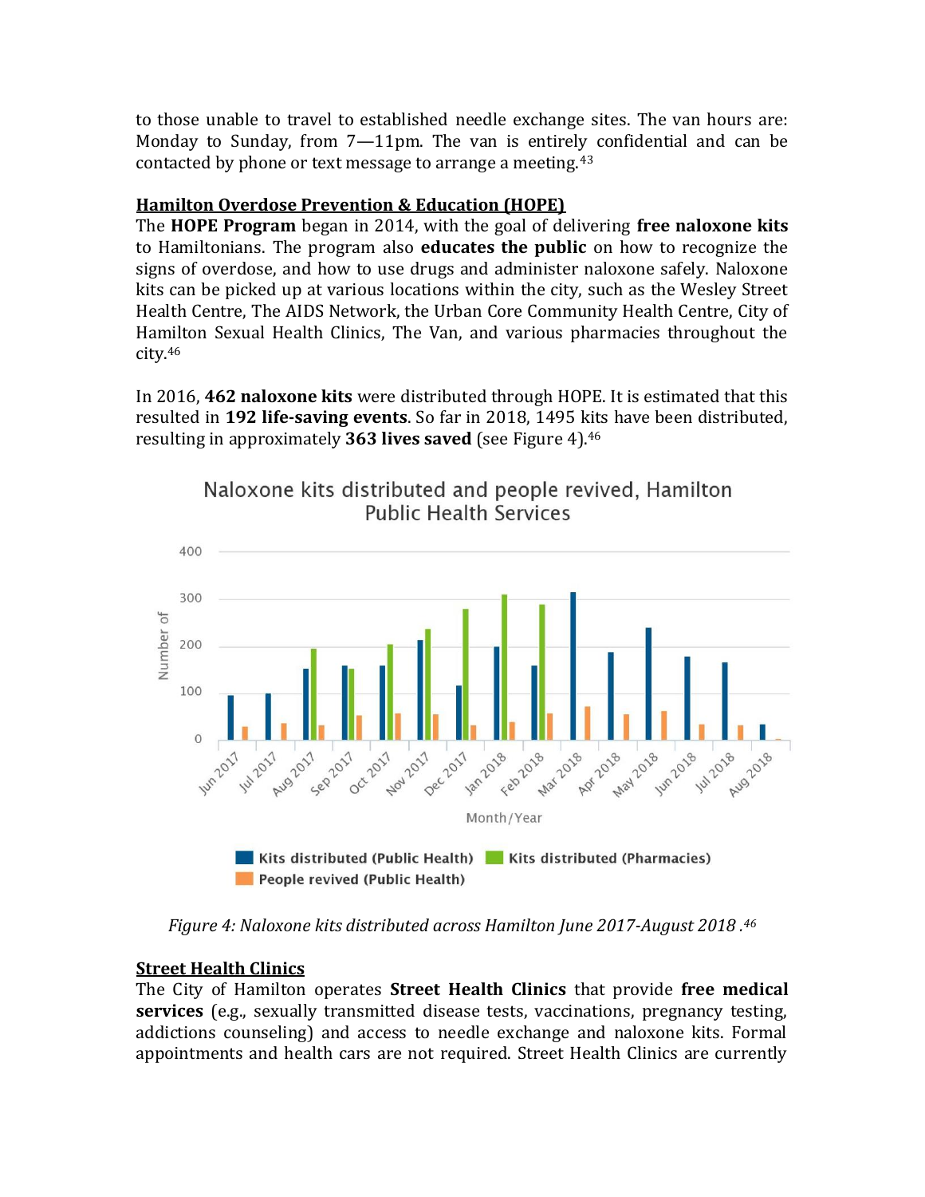to those unable to travel to established needle exchange sites. The van hours are: Monday to Sunday, from 7—11pm. The van is entirely confidential and can be contacted by phone or text message to arrange a meeting.[43]

**Hamilton Overdose Prevention & Education (HOPE)**

The **HOPE Program** began in 2014, with the goal of delivering **free naloxone kits** to Hamiltonians. The program also **educates the public** on how to recognize the signs of overdose, and how to use drugs and administer naloxone safely. Naloxone kits can be picked up at various locations within the city, such as the Wesley Street Health Centre, The AIDS Network, the Urban Core Community Health Centre, City of Hamilton Sexual Health Clinics, The Van, and various pharmacies throughout the city.[46]

In 2016, **462 naloxone kits** were distributed through HOPE. It is estimated that this resulted in **192 life-saving events**. So far in 2018, 1495 kits have been distributed, resulting in approximately **363 lives saved** (see Figure 4).[46]

*Figure 4: Naloxone kits distributed across Hamilton June 2017-August 2018 .[46]*

**Street Health Clinics**

The City of Hamilton operates **Street Health Clinics** that provide **free medical services** (e.g., sexually transmitted disease tests, vaccinations, pregnancy testing, addictions counseling) and access to needle exchange and naloxone kits. Formal appointments and health cars are not required. Street Health Clinics are currently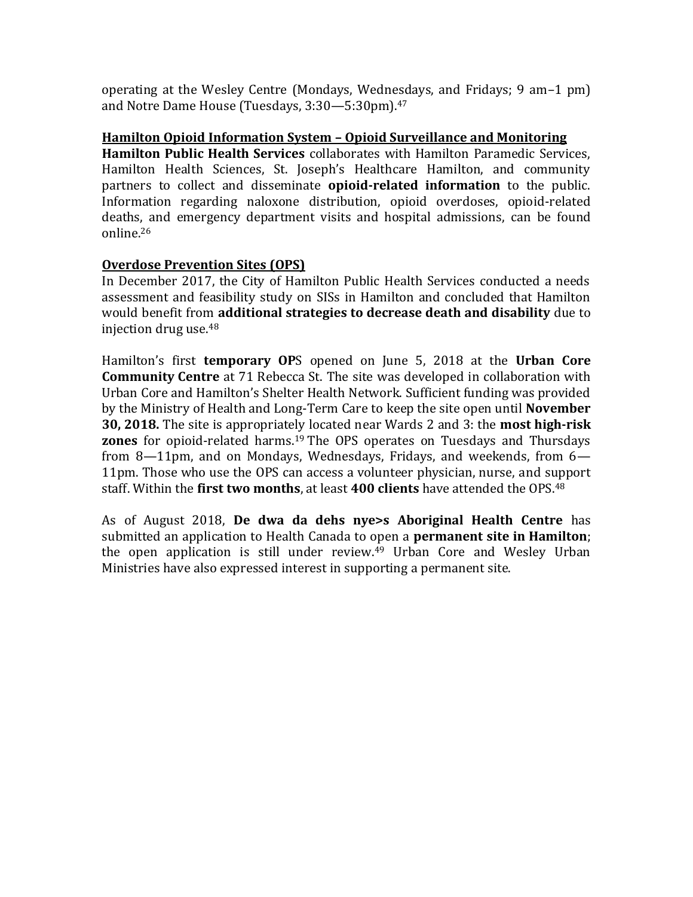operating at the Wesley Centre (Mondays, Wednesdays, and Fridays; 9 am–1 pm) and Notre Dame House (Tuesdays, 3:30—5:30pm).[47]

**Hamilton Opioid Information System – Opioid Surveillance and Monitoring**

**Hamilton Public Health Services** collaborates with Hamilton Paramedic Services, Hamilton Health Sciences, St. Joseph's Healthcare Hamilton, and community partners to collect and disseminate **opioid-related information** to the public. Information regarding naloxone distribution, opioid overdoses, opioid-related deaths, and emergency department visits and hospital admissions, can be found online.[26]

**Overdose Prevention Sites (OPS)**

In December 2017, the City of Hamilton Public Health Services conducted a needs assessment and feasibility study on SISs in Hamilton and concluded that Hamilton would benefit from **additional strategies to decrease death and disability** due to injection drug use.[48]

Hamilton's first **temporary OP**S opened on June 5, 2018 at the **Urban Core Community Centre** at 71 Rebecca St. The site was developed in collaboration with Urban Core and Hamilton's Shelter Health Network. Sufficient funding was provided by the Ministry of Health and Long-Term Care to keep the site open until **November 30, 2018.** The site is appropriately located near Wards 2 and 3: the **most high-risk zones** for opioid-related harms.[19] The OPS operates on Tuesdays and Thursdays from 8—11pm, and on Mondays, Wednesdays, Fridays, and weekends, from 6—11pm. Those who use the OPS can access a volunteer physician, nurse, and support staff. Within the **first two months**, at least **400 clients** have attended the OPS.[48]

As of August 2018, **De dwa da dehs nye>s Aboriginal Health Centre** has submitted an application to Health Canada to open a **permanent site in Hamilton**; the open application is still under review.[49] Urban Core and Wesley Urban Ministries have also expressed interest in supporting a permanent site.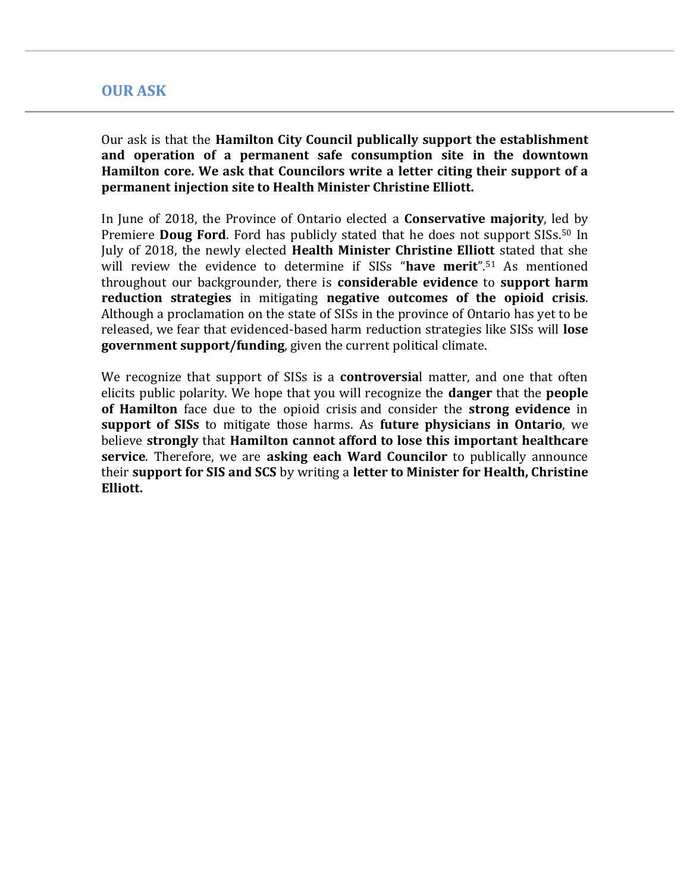## OUR ASK

Our ask is that the **Hamilton City Council publically support the establishment and operation of a permanent safe consumption site in the downtown Hamilton core. We ask that Councilors write a letter citing their support of a permanent injection site to Health Minister Christine Elliott.**

In June of 2018, the Province of Ontario elected a **Conservative majority**, led by Premiere **Doug Ford**. Ford has publicly stated that he does not support SISs.[50] In July of 2018, the newly elected **Health Minister Christine Elliott** stated that she will review the evidence to determine if SISs "**have merit**".[51] As mentioned throughout our backgrounder, there is **considerable evidence** to **support harm reduction strategies** in mitigating **negative outcomes of the opioid crisis**. Although a proclamation on the state of SISs in the province of Ontario has yet to be released, we fear that evidenced-based harm reduction strategies like SISs will **lose government support/funding**, given the current political climate.

We recognize that support of SISs is a **controversia**l matter, and one that often elicits public polarity. We hope that you will recognize the **danger** that the **people of Hamilton** face due to the opioid crisis and consider the **strong evidence** in **support of SISs** to mitigate those harms. As **future physicians in Ontario**, we believe **strongly** that **Hamilton cannot afford to lose this important healthcare service**. Therefore, we are **asking each Ward Councilor** to publically announce their **support for SIS and SCS** by writing a **letter to Minister for Health, Christine Elliott.**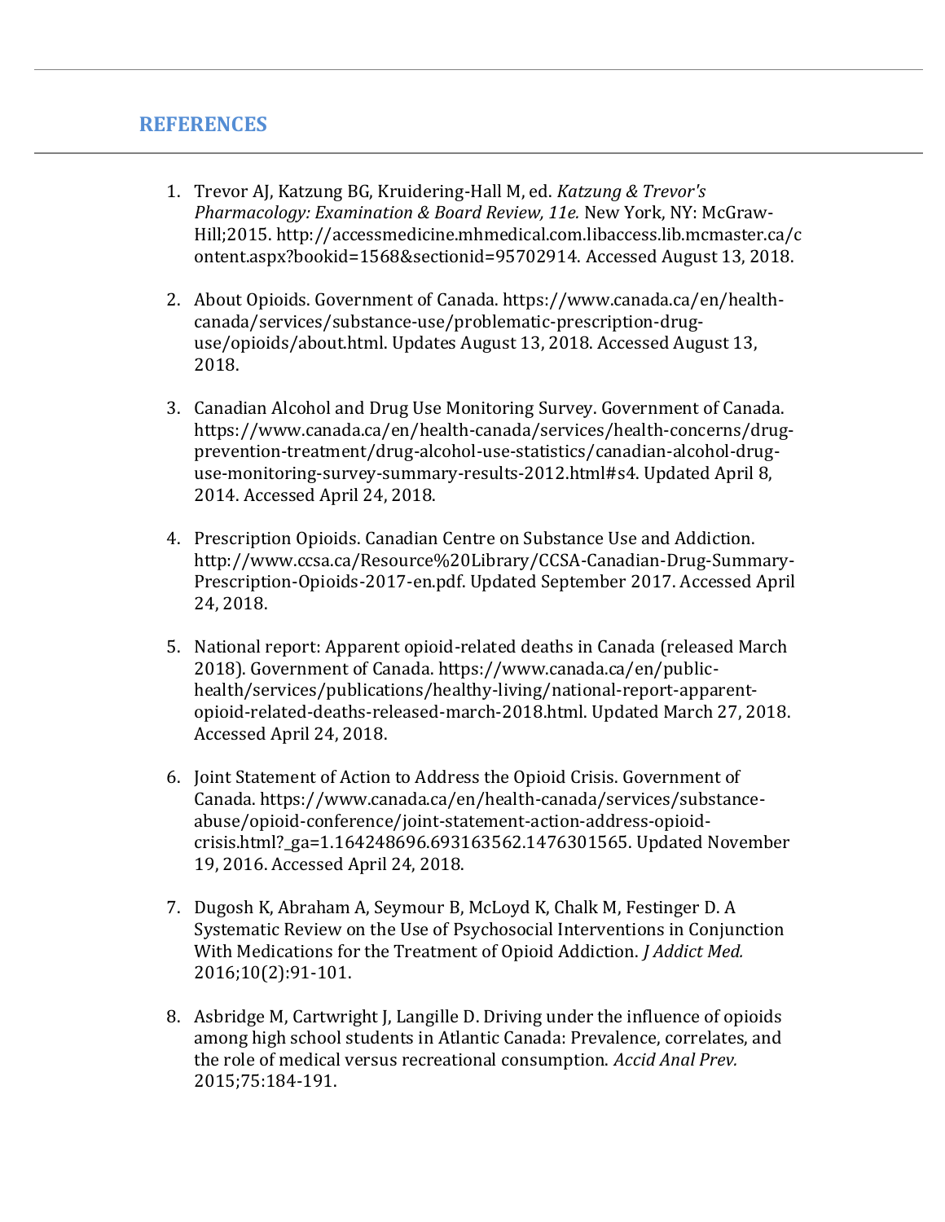## REFERENCES

1. Trevor AJ, Katzung BG, Kruidering-Hall M, ed. *Katzung & Trevor's Pharmacology: Examination & Board Review, 11e.* New York, NY: McGraw-Hill;2015. http://accessmedicine.mhmedical.com.libaccess.lib.mcmaster.ca/content.aspx?bookid=1568&sectionid=95702914. Accessed August 13, 2018.

2. About Opioids. Government of Canada. https://www.canada.ca/en/health-canada/services/substance-use/problematic-prescription-drug-use/opioids/about.html. Updates August 13, 2018. Accessed August 13, 2018.

3. Canadian Alcohol and Drug Use Monitoring Survey. Government of Canada. https://www.canada.ca/en/health-canada/services/health-concerns/drug-prevention-treatment/drug-alcohol-use-statistics/canadian-alcohol-drug-use-monitoring-survey-summary-results-2012.html#s4. Updated April 8, 2014. Accessed April 24, 2018.

4. Prescription Opioids. Canadian Centre on Substance Use and Addiction. http://www.ccsa.ca/Resource%20Library/CCSA-Canadian-Drug-Summary-Prescription-Opioids-2017-en.pdf. Updated September 2017. Accessed April 24, 2018.

5. National report: Apparent opioid-related deaths in Canada (released March 2018). Government of Canada. https://www.canada.ca/en/public-health/services/publications/healthy-living/national-report-apparent-opioid-related-deaths-released-march-2018.html. Updated March 27, 2018. Accessed April 24, 2018.

6. Joint Statement of Action to Address the Opioid Crisis. Government of Canada. https://www.canada.ca/en/health-canada/services/substance-abuse/opioid-conference/joint-statement-action-address-opioid-crisis.html?_ga=1.164248696.693163562.1476301565. Updated November 19, 2016. Accessed April 24, 2018.

7. Dugosh K, Abraham A, Seymour B, McLoyd K, Chalk M, Festinger D. A Systematic Review on the Use of Psychosocial Interventions in Conjunction With Medications for the Treatment of Opioid Addiction. *J Addict Med.* 2016;10(2):91-101.

8. Asbridge M, Cartwright J, Langille D. Driving under the influence of opioids among high school students in Atlantic Canada: Prevalence, correlates, and the role of medical versus recreational consumption. *Accid Anal Prev.* 2015;75:184-191.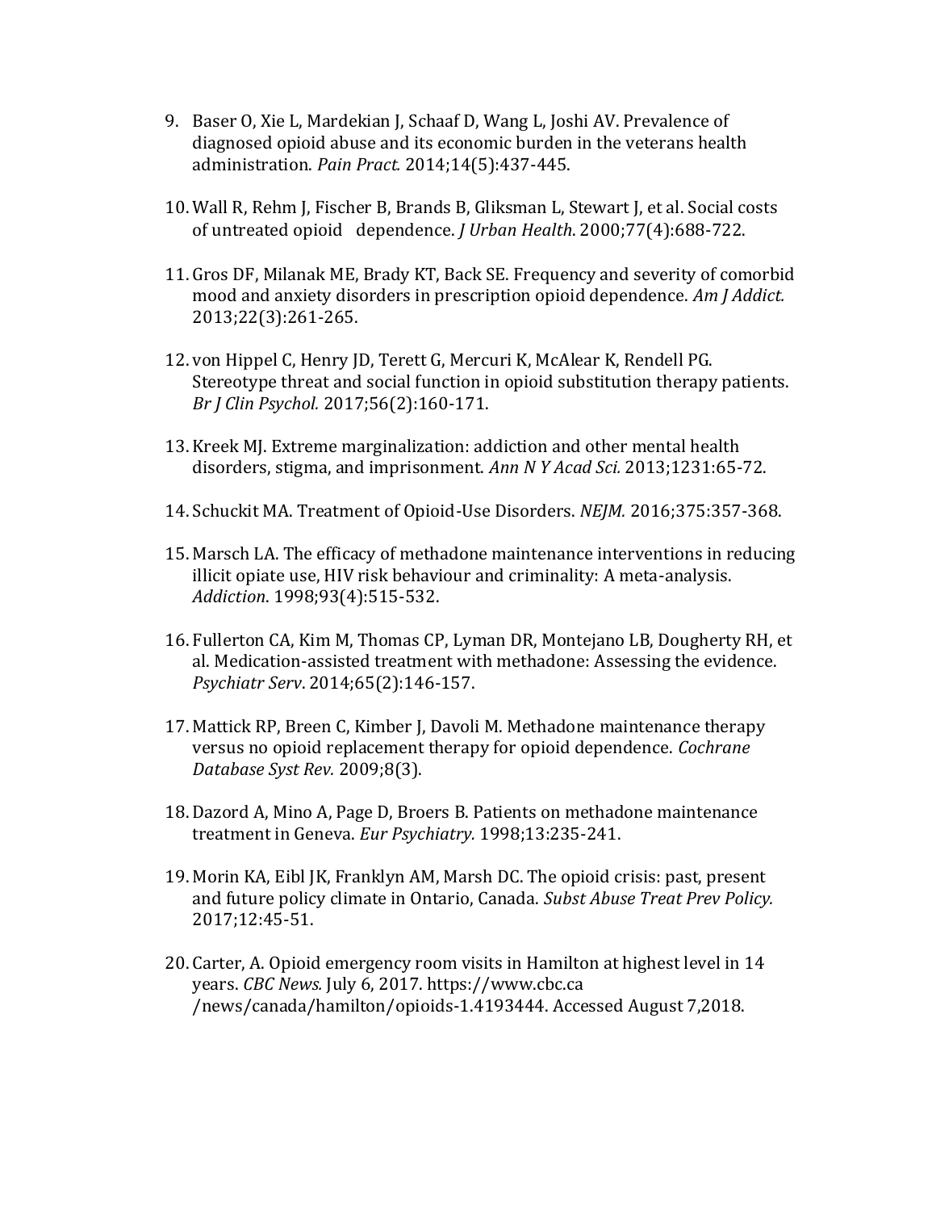9. Baser O, Xie L, Mardekian J, Schaaf D, Wang L, Joshi AV. Prevalence of diagnosed opioid abuse and its economic burden in the veterans health administration. *Pain Pract.* 2014;14(5):437-445.

10. Wall R, Rehm J, Fischer B, Brands B, Gliksman L, Stewart J, et al. Social costs of untreated opioid dependence. *J Urban Health*. 2000;77(4):688-722.

11. Gros DF, Milanak ME, Brady KT, Back SE. Frequency and severity of comorbid mood and anxiety disorders in prescription opioid dependence. *Am J Addict.* 2013;22(3):261-265.

12. von Hippel C, Henry JD, Terett G, Mercuri K, McAlear K, Rendell PG. Stereotype threat and social function in opioid substitution therapy patients. *Br J Clin Psychol.* 2017;56(2):160-171.

13. Kreek MJ. Extreme marginalization: addiction and other mental health disorders, stigma, and imprisonment. *Ann N Y Acad Sci.* 2013;1231:65-72.

14. Schuckit MA. Treatment of Opioid-Use Disorders. *NEJM.* 2016;375:357-368.

15. Marsch LA. The efficacy of methadone maintenance interventions in reducing illicit opiate use, HIV risk behaviour and criminality: A meta-analysis. *Addiction*. 1998;93(4):515-532.

16. Fullerton CA, Kim M, Thomas CP, Lyman DR, Montejano LB, Dougherty RH, et al. Medication-assisted treatment with methadone: Assessing the evidence. *Psychiatr Serv*. 2014;65(2):146-157.

17. Mattick RP, Breen C, Kimber J, Davoli M. Methadone maintenance therapy versus no opioid replacement therapy for opioid dependence. *Cochrane Database Syst Rev.* 2009;8(3).

18. Dazord A, Mino A, Page D, Broers B. Patients on methadone maintenance treatment in Geneva. *Eur Psychiatry.* 1998;13:235-241.

19. Morin KA, Eibl JK, Franklyn AM, Marsh DC. The opioid crisis: past, present and future policy climate in Ontario, Canada. *Subst Abuse Treat Prev Policy.* 2017;12:45-51.

20. Carter, A. Opioid emergency room visits in Hamilton at highest level in 14 years. *CBC News.* July 6, 2017. https://www.cbc.ca /news/canada/hamilton/opioids-1.4193444. Accessed August 7,2018.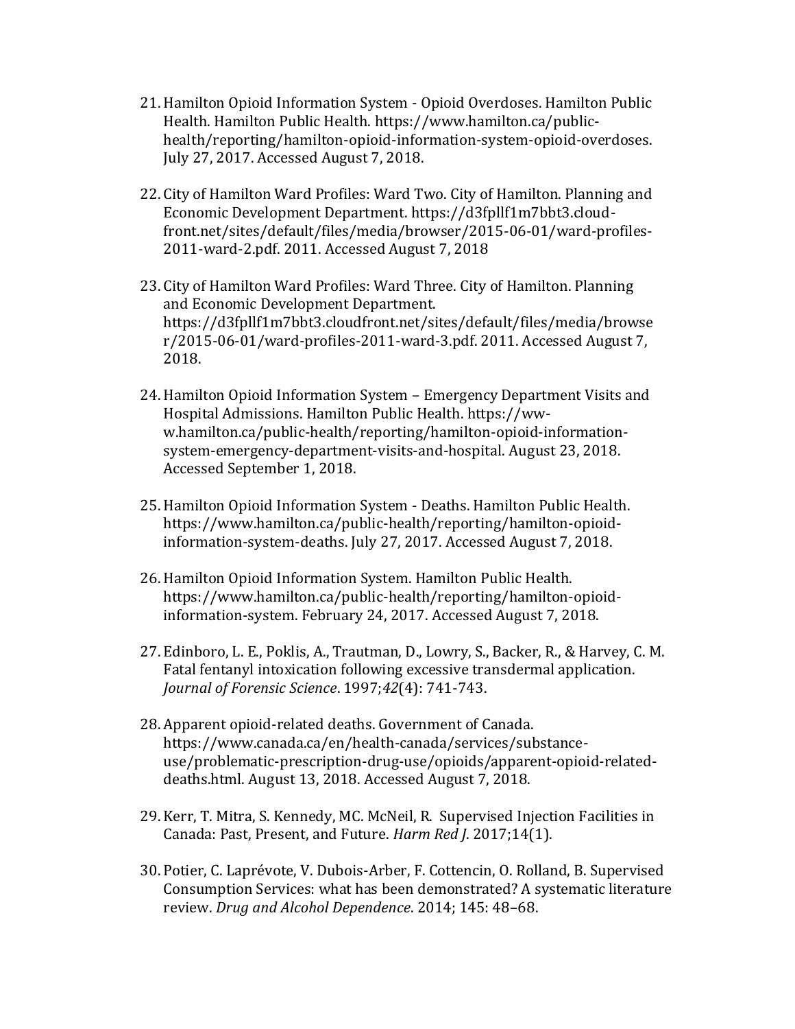21. Hamilton Opioid Information System - Opioid Overdoses. Hamilton Public Health. Hamilton Public Health. https://www.hamilton.ca/public-health/reporting/hamilton-opioid-information-system-opioid-overdoses. July 27, 2017. Accessed August 7, 2018.

22. City of Hamilton Ward Profiles: Ward Two. City of Hamilton. Planning and Economic Development Department. https://d3fpllf1m7bbt3.cloudfront.net/sites/default/files/media/browser/2015-06-01/ward-profiles-2011-ward-2.pdf. 2011. Accessed August 7, 2018

23. City of Hamilton Ward Profiles: Ward Three. City of Hamilton. Planning and Economic Development Department. https://d3fpllf1m7bbt3.cloudfront.net/sites/default/files/media/browser/2015-06-01/ward-profiles-2011-ward-3.pdf. 2011. Accessed August 7, 2018.

24. Hamilton Opioid Information System – Emergency Department Visits and Hospital Admissions. Hamilton Public Health. https://www.hamilton.ca/public-health/reporting/hamilton-opioid-information-system-emergency-department-visits-and-hospital. August 23, 2018. Accessed September 1, 2018.

25. Hamilton Opioid Information System - Deaths. Hamilton Public Health. https://www.hamilton.ca/public-health/reporting/hamilton-opioid-information-system-deaths. July 27, 2017. Accessed August 7, 2018.

26. Hamilton Opioid Information System. Hamilton Public Health. https://www.hamilton.ca/public-health/reporting/hamilton-opioid-information-system. February 24, 2017. Accessed August 7, 2018.

27. Edinboro, L. E., Poklis, A., Trautman, D., Lowry, S., Backer, R., & Harvey, C. M. Fatal fentanyl intoxication following excessive transdermal application. *Journal of Forensic Science*. 1997;*42*(4): 741-743.

28. Apparent opioid-related deaths. Government of Canada. https://www.canada.ca/en/health-canada/services/substance-use/problematic-prescription-drug-use/opioids/apparent-opioid-related-deaths.html. August 13, 2018. Accessed August 7, 2018.

29. Kerr, T. Mitra, S. Kennedy, MC. McNeil, R. Supervised Injection Facilities in Canada: Past, Present, and Future. *Harm Red J*. 2017;14(1).

30. Potier, C. Laprévote, V. Dubois-Arber, F. Cottencin, O. Rolland, B. Supervised Consumption Services: what has been demonstrated? A systematic literature review. *Drug and Alcohol Dependence*. 2014; 145: 48–68.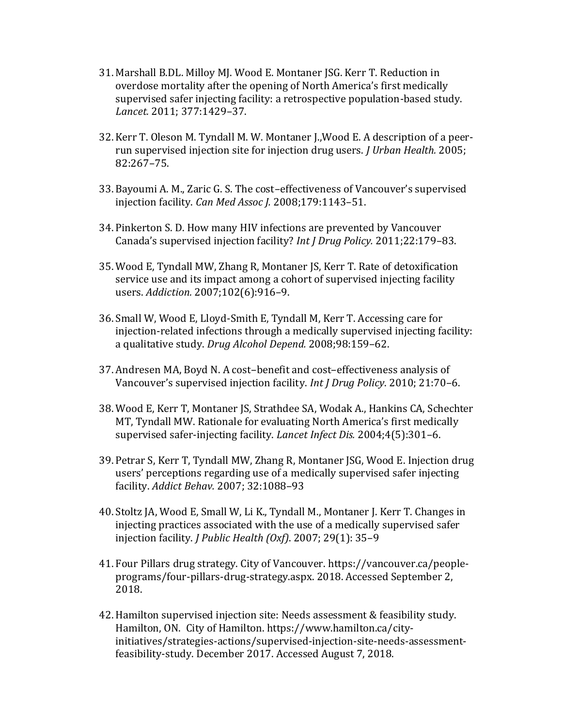31. Marshall B.DL. Milloy MJ. Wood E. Montaner JSG. Kerr T. Reduction in overdose mortality after the opening of North America's first medically supervised safer injecting facility: a retrospective population-based study. *Lancet.* 2011; 377:1429–37.

32. Kerr T. Oleson M. Tyndall M. W. Montaner J.,Wood E. A description of a peer-run supervised injection site for injection drug users. *J Urban Health.* 2005; 82:267–75.

33. Bayoumi A. M., Zaric G. S. The cost–effectiveness of Vancouver's supervised injection facility. *Can Med Assoc J.* 2008;179:1143–51.

34. Pinkerton S. D. How many HIV infections are prevented by Vancouver Canada's supervised injection facility? *Int J Drug Policy.* 2011;22:179–83.

35. Wood E, Tyndall MW, Zhang R, Montaner JS, Kerr T. Rate of detoxification service use and its impact among a cohort of supervised injecting facility users. *Addiction.* 2007;102(6):916–9.

36. Small W, Wood E, Lloyd-Smith E, Tyndall M, Kerr T. Accessing care for injection-related infections through a medically supervised injecting facility: a qualitative study. *Drug Alcohol Depend.* 2008;98:159–62.

37. Andresen MA, Boyd N. A cost–benefit and cost–effectiveness analysis of Vancouver's supervised injection facility. *Int J Drug Policy*. 2010; 21:70–6.

38. Wood E, Kerr T, Montaner JS, Strathdee SA, Wodak A., Hankins CA, Schechter MT, Tyndall MW. Rationale for evaluating North America's first medically supervised safer-injecting facility. *Lancet Infect Dis.* 2004;4(5):301–6.

39. Petrar S, Kerr T, Tyndall MW, Zhang R, Montaner JSG, Wood E. Injection drug users' perceptions regarding use of a medically supervised safer injecting facility. *Addict Behav.* 2007; 32:1088–93

40. Stoltz JA, Wood E, Small W, Li K., Tyndall M., Montaner J. Kerr T. Changes in injecting practices associated with the use of a medically supervised safer injection facility. *J Public Health (Oxf)*. 2007; 29(1): 35–9

41. Four Pillars drug strategy. City of Vancouver. https://vancouver.ca/people-programs/four-pillars-drug-strategy.aspx. 2018. Accessed September 2, 2018.

42. Hamilton supervised injection site: Needs assessment & feasibility study. Hamilton, ON. City of Hamilton. https://www.hamilton.ca/city-initiatives/strategies-actions/supervised-injection-site-needs-assessment-feasibility-study. December 2017. Accessed August 7, 2018.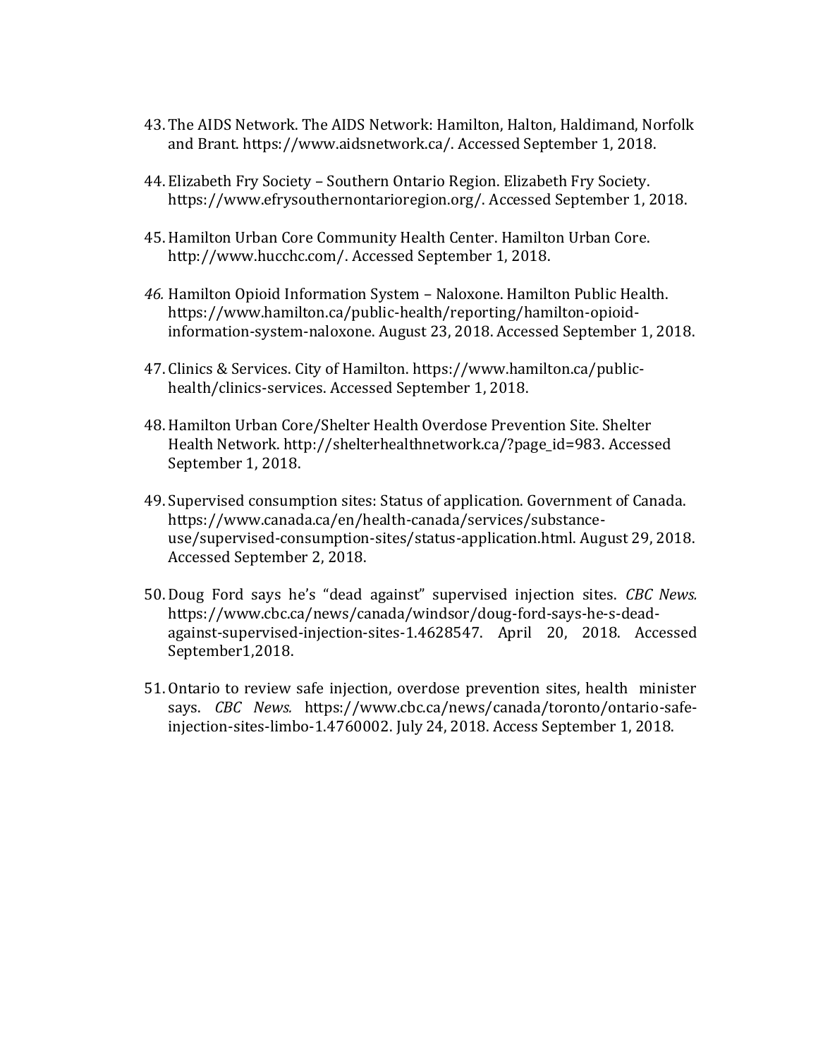43. The AIDS Network. The AIDS Network: Hamilton, Halton, Haldimand, Norfolk and Brant. https://www.aidsnetwork.ca/. Accessed September 1, 2018.

44. Elizabeth Fry Society – Southern Ontario Region. Elizabeth Fry Society. https://www.efrysouthernontarioregion.org/. Accessed September 1, 2018.

45. Hamilton Urban Core Community Health Center. Hamilton Urban Core. http://www.hucchc.com/. Accessed September 1, 2018.

46. Hamilton Opioid Information System – Naloxone. Hamilton Public Health. https://www.hamilton.ca/public-health/reporting/hamilton-opioid-information-system-naloxone. August 23, 2018. Accessed September 1, 2018.

47. Clinics & Services. City of Hamilton. https://www.hamilton.ca/public-health/clinics-services. Accessed September 1, 2018.

48. Hamilton Urban Core/Shelter Health Overdose Prevention Site. Shelter Health Network. http://shelterhealthnetwork.ca/?page_id=983. Accessed September 1, 2018.

49. Supervised consumption sites: Status of application. Government of Canada. https://www.canada.ca/en/health-canada/services/substance-use/supervised-consumption-sites/status-application.html. August 29, 2018. Accessed September 2, 2018.

50. Doug Ford says he's "dead against" supervised injection sites. *CBC News.* https://www.cbc.ca/news/canada/windsor/doug-ford-says-he-s-dead-against-supervised-injection-sites-1.4628547. April 20, 2018. Accessed September1,2018.

51. Ontario to review safe injection, overdose prevention sites, health minister says. *CBC News.* https://www.cbc.ca/news/canada/toronto/ontario-safe-injection-sites-limbo-1.4760002. July 24, 2018. Access September 1, 2018.